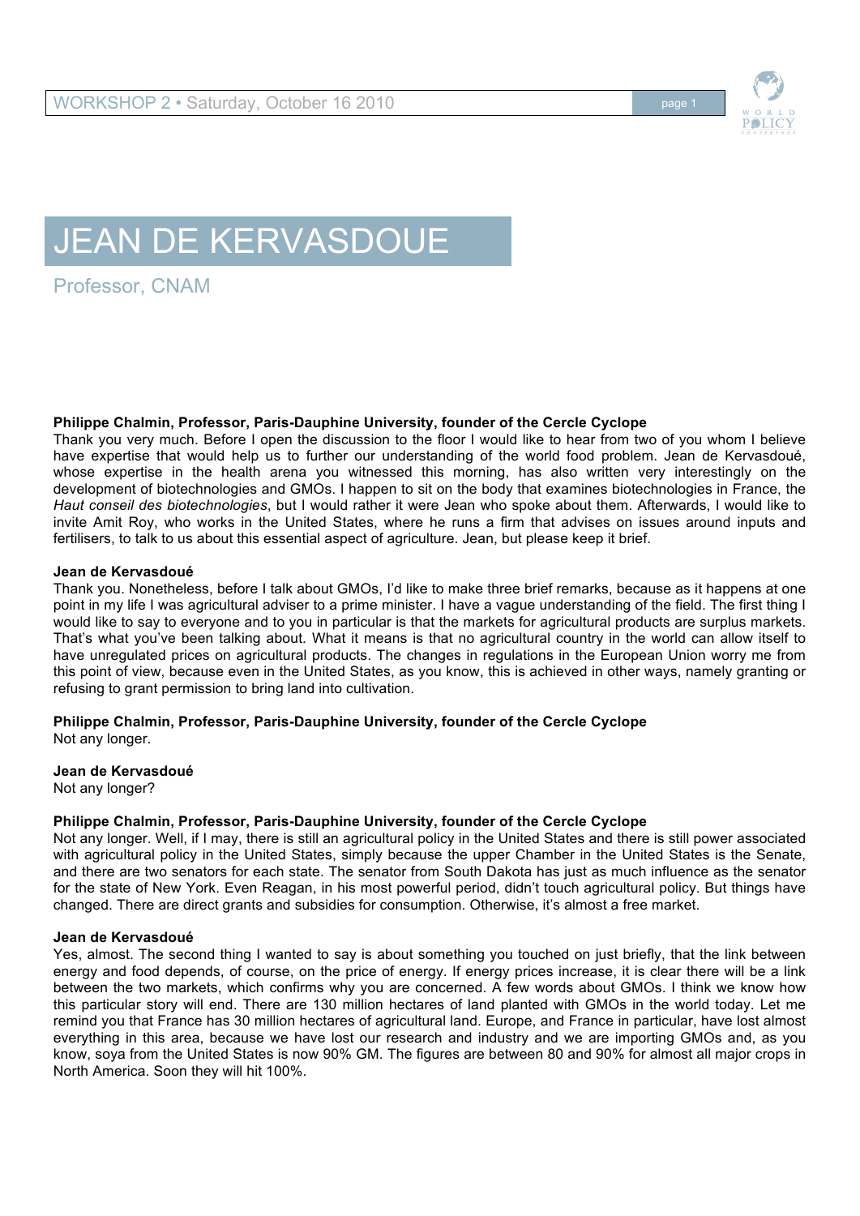# JEAN DE KERVASDOUE

Professor, CNAM

**Philippe Chalmin, Professor, Paris-Dauphine University, founder of the Cercle Cyclope**
Thank you very much. Before I open the discussion to the floor I would like to hear from two of you whom I believe have expertise that would help us to further our understanding of the world food problem. Jean de Kervasdoué, whose expertise in the health arena you witnessed this morning, has also written very interestingly on the development of biotechnologies and GMOs. I happen to sit on the body that examines biotechnologies in France, the *Haut conseil des biotechnologies*, but I would rather it were Jean who spoke about them. Afterwards, I would like to invite Amit Roy, who works in the United States, where he runs a firm that advises on issues around inputs and fertilisers, to talk to us about this essential aspect of agriculture. Jean, but please keep it brief.

**Jean de Kervasdoué**
Thank you. Nonetheless, before I talk about GMOs, I'd like to make three brief remarks, because as it happens at one point in my life I was agricultural adviser to a prime minister. I have a vague understanding of the field. The first thing I would like to say to everyone and to you in particular is that the markets for agricultural products are surplus markets. That's what you've been talking about. What it means is that no agricultural country in the world can allow itself to have unregulated prices on agricultural products. The changes in regulations in the European Union worry me from this point of view, because even in the United States, as you know, this is achieved in other ways, namely granting or refusing to grant permission to bring land into cultivation.

**Philippe Chalmin, Professor, Paris-Dauphine University, founder of the Cercle Cyclope**
Not any longer.

**Jean de Kervasdoué**
Not any longer?

**Philippe Chalmin, Professor, Paris-Dauphine University, founder of the Cercle Cyclope**
Not any longer. Well, if I may, there is still an agricultural policy in the United States and there is still power associated with agricultural policy in the United States, simply because the upper Chamber in the United States is the Senate, and there are two senators for each state. The senator from South Dakota has just as much influence as the senator for the state of New York. Even Reagan, in his most powerful period, didn't touch agricultural policy. But things have changed. There are direct grants and subsidies for consumption. Otherwise, it's almost a free market.

**Jean de Kervasdoué**
Yes, almost. The second thing I wanted to say is about something you touched on just briefly, that the link between energy and food depends, of course, on the price of energy. If energy prices increase, it is clear there will be a link between the two markets, which confirms why you are concerned. A few words about GMOs. I think we know how this particular story will end. There are 130 million hectares of land planted with GMOs in the world today. Let me remind you that France has 30 million hectares of agricultural land. Europe, and France in particular, have lost almost everything in this area, because we have lost our research and industry and we are importing GMOs and, as you know, soya from the United States is now 90% GM. The figures are between 80 and 90% for almost all major crops in North America. Soon they will hit 100%.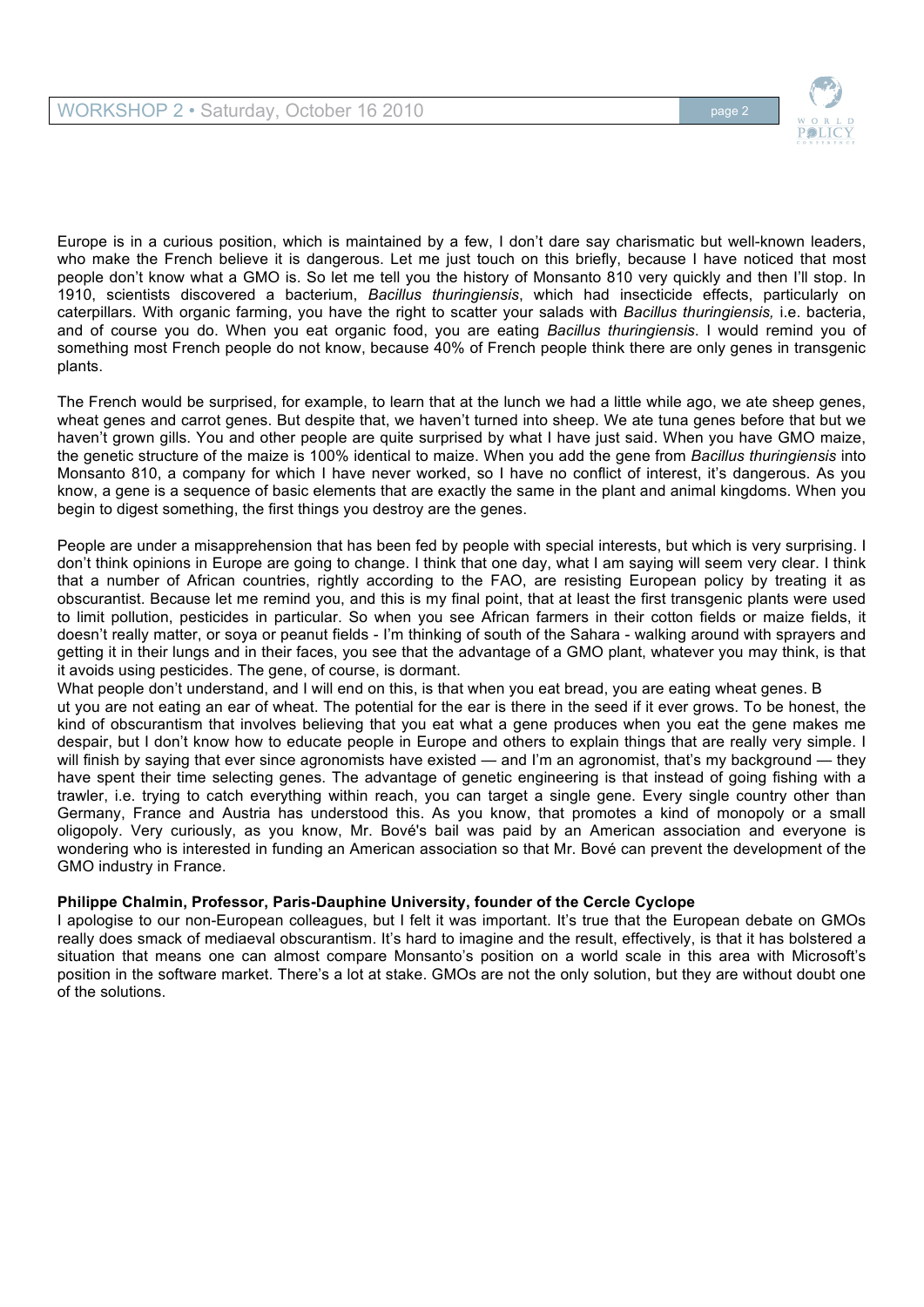Europe is in a curious position, which is maintained by a few, I don't dare say charismatic but well-known leaders, who make the French believe it is dangerous. Let me just touch on this briefly, because I have noticed that most people don't know what a GMO is. So let me tell you the history of Monsanto 810 very quickly and then I'll stop. In 1910, scientists discovered a bacterium, *Bacillus thuringiensis*, which had insecticide effects, particularly on caterpillars. With organic farming, you have the right to scatter your salads with *Bacillus thuringiensis,* i.e. bacteria, and of course you do. When you eat organic food, you are eating *Bacillus thuringiensis*. I would remind you of something most French people do not know, because 40% of French people think there are only genes in transgenic plants.

The French would be surprised, for example, to learn that at the lunch we had a little while ago, we ate sheep genes, wheat genes and carrot genes. But despite that, we haven't turned into sheep. We ate tuna genes before that but we haven't grown gills. You and other people are quite surprised by what I have just said. When you have GMO maize, the genetic structure of the maize is 100% identical to maize. When you add the gene from *Bacillus thuringiensis* into Monsanto 810, a company for which I have never worked, so I have no conflict of interest, it's dangerous. As you know, a gene is a sequence of basic elements that are exactly the same in the plant and animal kingdoms. When you begin to digest something, the first things you destroy are the genes.

People are under a misapprehension that has been fed by people with special interests, but which is very surprising. I don't think opinions in Europe are going to change. I think that one day, what I am saying will seem very clear. I think that a number of African countries, rightly according to the FAO, are resisting European policy by treating it as obscurantist. Because let me remind you, and this is my final point, that at least the first transgenic plants were used to limit pollution, pesticides in particular. So when you see African farmers in their cotton fields or maize fields, it doesn't really matter, or soya or peanut fields - I'm thinking of south of the Sahara - walking around with sprayers and getting it in their lungs and in their faces, you see that the advantage of a GMO plant, whatever you may think, is that it avoids using pesticides. The gene, of course, is dormant.

What people don't understand, and I will end on this, is that when you eat bread, you are eating wheat genes. But you are not eating an ear of wheat. The potential for the ear is there in the seed if it ever grows. To be honest, the kind of obscurantism that involves believing that you eat what a gene produces when you eat the gene makes me despair, but I don't know how to educate people in Europe and others to explain things that are really very simple. I will finish by saying that ever since agronomists have existed — and I'm an agronomist, that's my background — they have spent their time selecting genes. The advantage of genetic engineering is that instead of going fishing with a trawler, i.e. trying to catch everything within reach, you can target a single gene. Every single country other than Germany, France and Austria has understood this. As you know, that promotes a kind of monopoly or a small oligopoly. Very curiously, as you know, Mr. Bové's bail was paid by an American association and everyone is wondering who is interested in funding an American association so that Mr. Bové can prevent the development of the GMO industry in France.

**Philippe Chalmin, Professor, Paris-Dauphine University, founder of the Cercle Cyclope**

I apologise to our non-European colleagues, but I felt it was important. It's true that the European debate on GMOs really does smack of mediaeval obscurantism. It's hard to imagine and the result, effectively, is that it has bolstered a situation that means one can almost compare Monsanto's position on a world scale in this area with Microsoft's position in the software market. There's a lot at stake. GMOs are not the only solution, but they are without doubt one of the solutions.